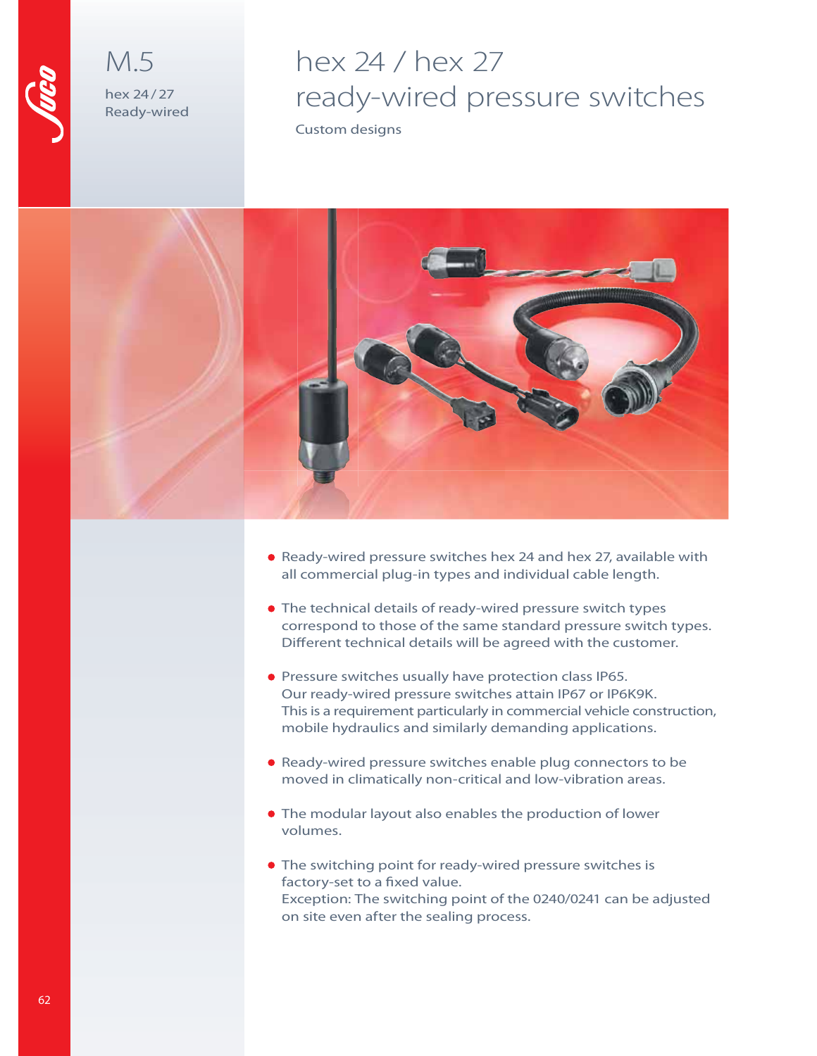# M.5

hex 24 / 27
Ready-wired

# hex 24 / hex 27 ready-wired pressure switches

Custom designs

- Ready-wired pressure switches hex 24 and hex 27, available with all commercial plug-in types and individual cable length.
- The technical details of ready-wired pressure switch types correspond to those of the same standard pressure switch types. Different technical details will be agreed with the customer.
- Pressure switches usually have protection class IP65. Our ready-wired pressure switches attain IP67 or IP6K9K. This is a requirement particularly in commercial vehicle construction, mobile hydraulics and similarly demanding applications.
- Ready-wired pressure switches enable plug connectors to be moved in climatically non-critical and low-vibration areas.
- The modular layout also enables the production of lower volumes.
- The switching point for ready-wired pressure switches is factory-set to a fixed value. Exception: The switching point of the 0240/0241 can be adjusted on site even after the sealing process.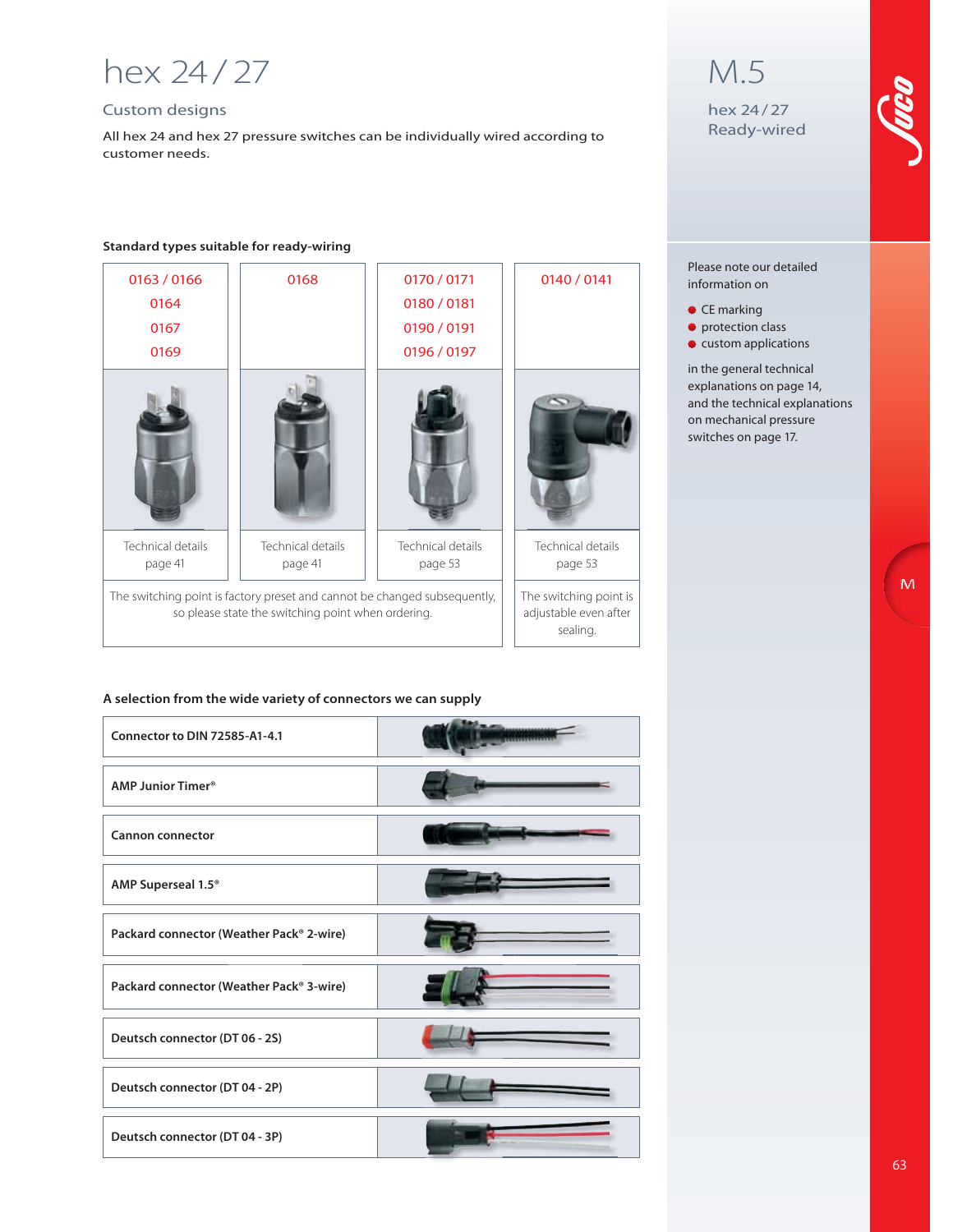# hex 24 / 27

## Custom designs

All hex 24 and hex 27 pressure switches can be individually wired according to customer needs.

# M.5

hex 24 / 27
Ready-wired

Please note our detailed information on

- CE marking
- protection class
- custom applications

in the general technical explanations on page 14, and the technical explanations on mechanical pressure switches on page 17.

### Standard types suitable for ready-wiring

| 0163 / 0166<br>0164<br>0167<br>0169 | 0168 | 0170 / 0171<br>0180 / 0181<br>0190 / 0191<br>0196 / 0197 | 0140 / 0141 |
|---|---|---|---|
| Technical details page 41 | Technical details page 41 | Technical details page 53 | Technical details page 53 |
| The switching point is factory preset and cannot be changed subsequently, so please state the switching point when ordering. | | | The switching point is adjustable even after sealing. |

### A selection from the wide variety of connectors we can supply

| | |
|---|---|
| **Connector to DIN 72585-A1-4.1** | |
| **AMP Junior Timer®** | |
| **Cannon connector** | |
| **AMP Superseal 1.5®** | |
| **Packard connector (Weather Pack® 2-wire)** | |
| **Packard connector (Weather Pack® 3-wire)** | |
| **Deutsch connector (DT 06 - 2S)** | |
| **Deutsch connector (DT 04 - 2P)** | |
| **Deutsch connector (DT 04 - 3P)** | |